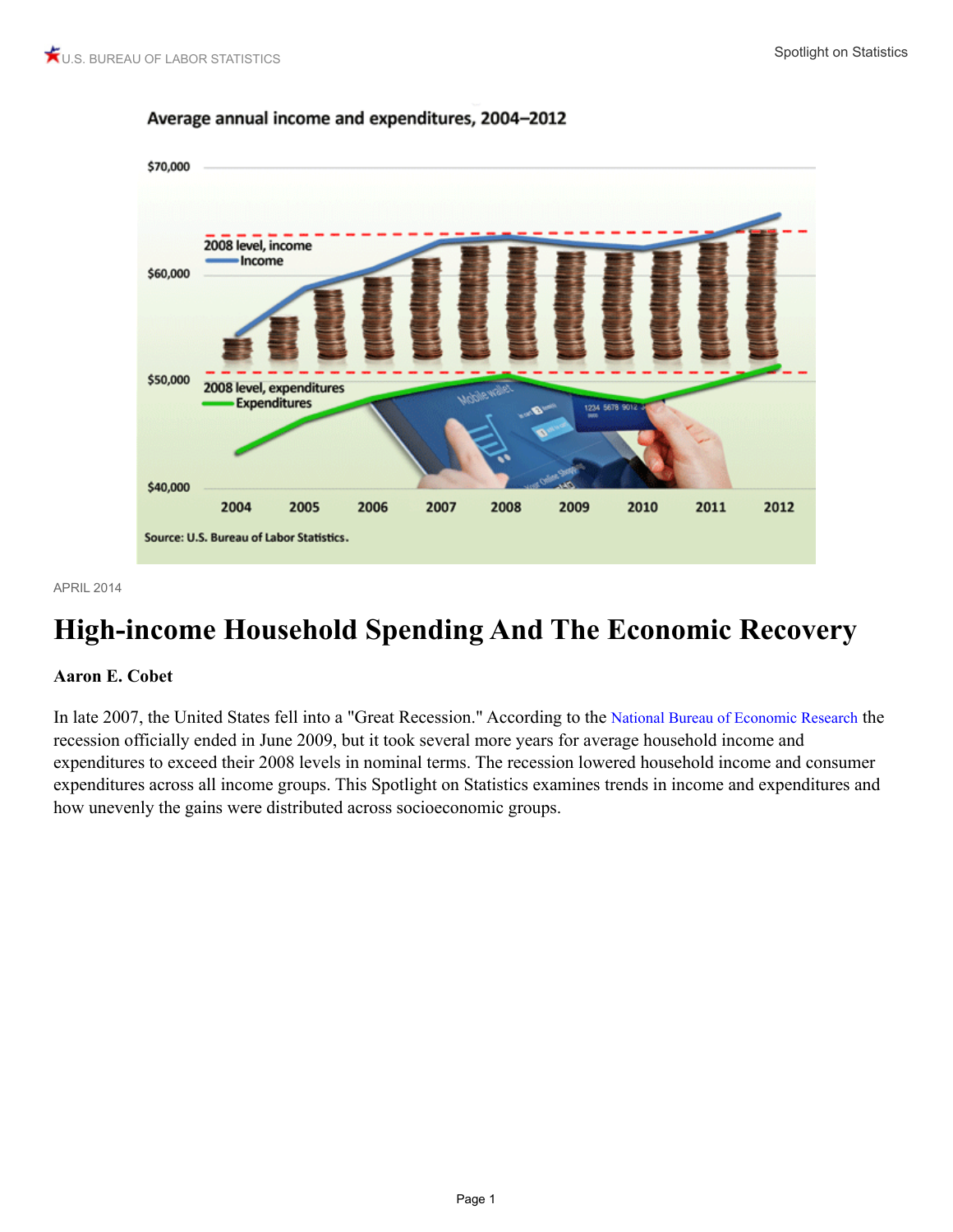APRIL 2014

# High-income Household Spending And The Economic Recovery

**Aaron E. Cobet**

In late 2007, the United States fell into a "Great Recession." According to the National Bureau of Economic Research the recession officially ended in June 2009, but it took several more years for average household income and expenditures to exceed their 2008 levels in nominal terms. The recession lowered household income and consumer expenditures across all income groups. This Spotlight on Statistics examines trends in income and expenditures and how unevenly the gains were distributed across socioeconomic groups.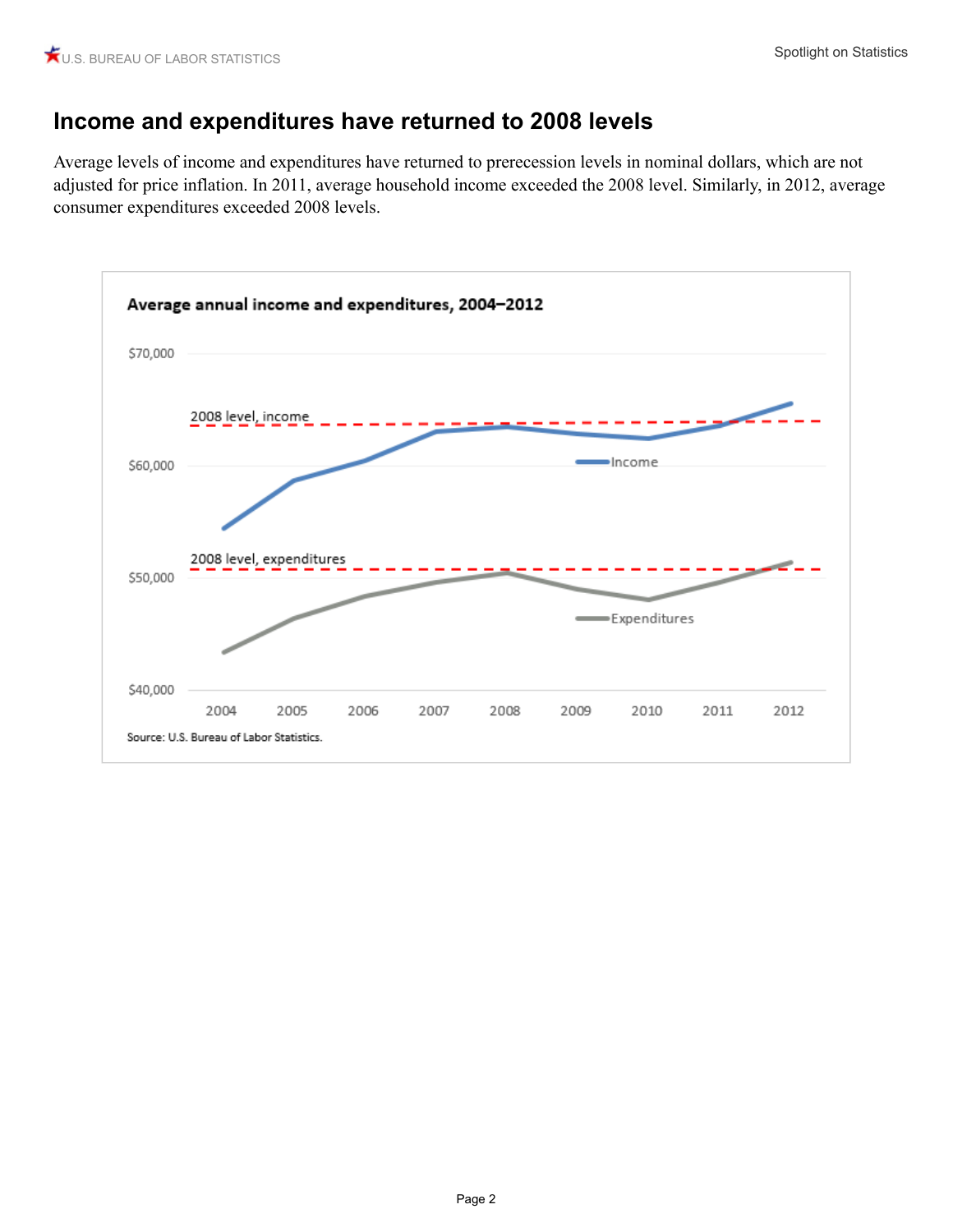## Income and expenditures have returned to 2008 levels

Average levels of income and expenditures have returned to prerecession levels in nominal dollars, which are not adjusted for price inflation. In 2011, average household income exceeded the 2008 level. Similarly, in 2012, average consumer expenditures exceeded 2008 levels.

**Average annual income and expenditures, 2004–2012**

Source: U.S. Bureau of Labor Statistics.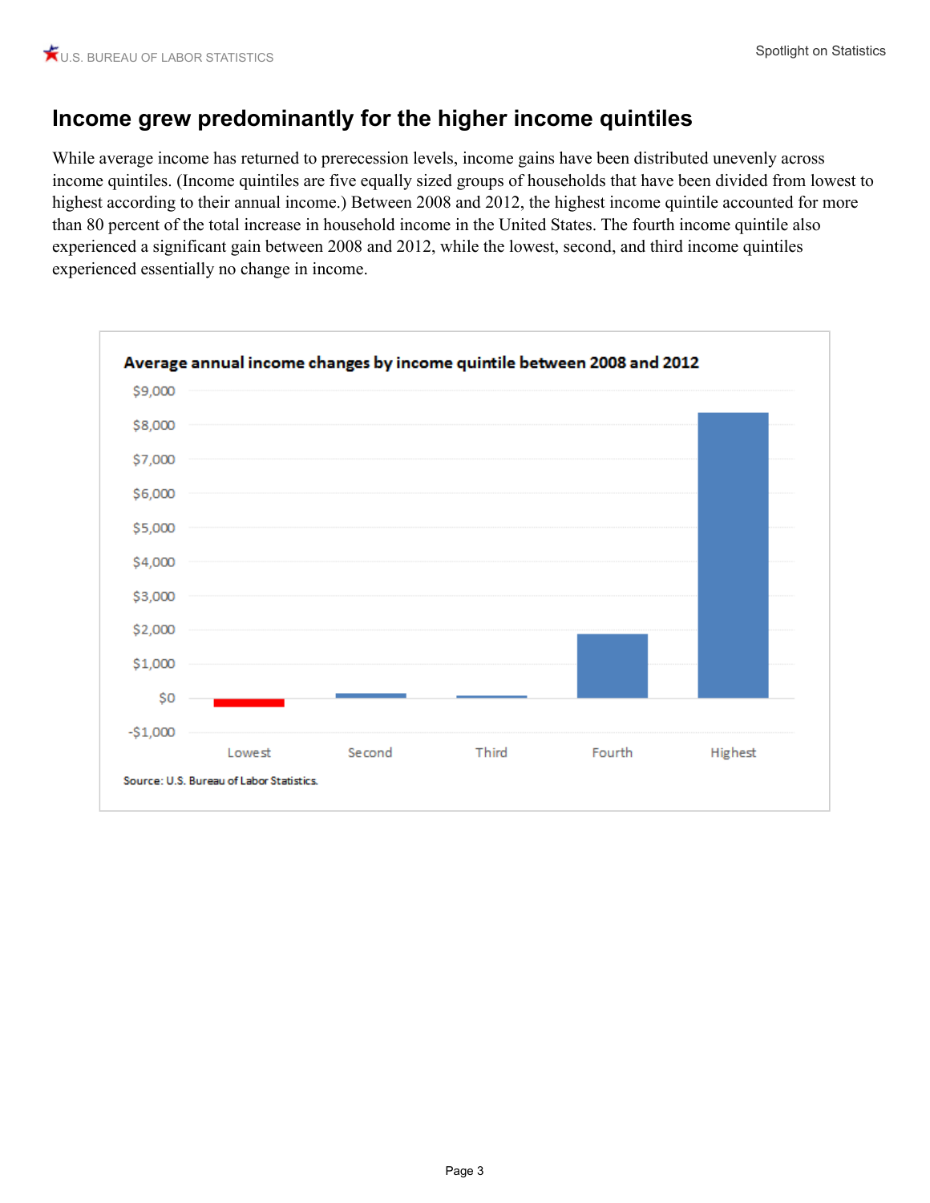## Income grew predominantly for the higher income quintiles

While average income has returned to prerecession levels, income gains have been distributed unevenly across income quintiles. (Income quintiles are five equally sized groups of households that have been divided from lowest to highest according to their annual income.) Between 2008 and 2012, the highest income quintile accounted for more than 80 percent of the total increase in household income in the United States. The fourth income quintile also experienced a significant gain between 2008 and 2012, while the lowest, second, and third income quintiles experienced essentially no change in income.

**Average annual income changes by income quintile between 2008 and 2012**

$9,000
$8,000
$7,000
$6,000
$5,000
$4,000
$3,000
$2,000
$1,000
$0
-$1,000

Lowest Second Third Fourth Highest

Source: U.S. Bureau of Labor Statistics.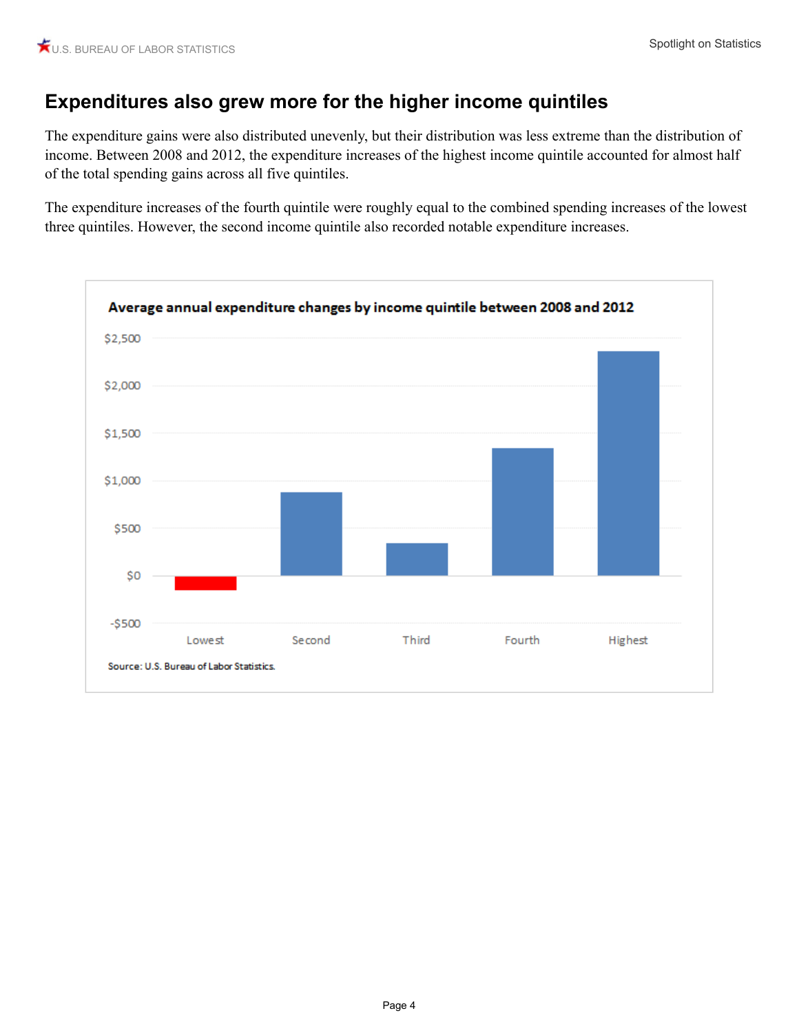## Expenditures also grew more for the higher income quintiles

The expenditure gains were also distributed unevenly, but their distribution was less extreme than the distribution of income. Between 2008 and 2012, the expenditure increases of the highest income quintile accounted for almost half of the total spending gains across all five quintiles.

The expenditure increases of the fourth quintile were roughly equal to the combined spending increases of the lowest three quintiles. However, the second income quintile also recorded notable expenditure increases.

**Average annual expenditure changes by income quintile between 2008 and 2012**

Source: U.S. Bureau of Labor Statistics.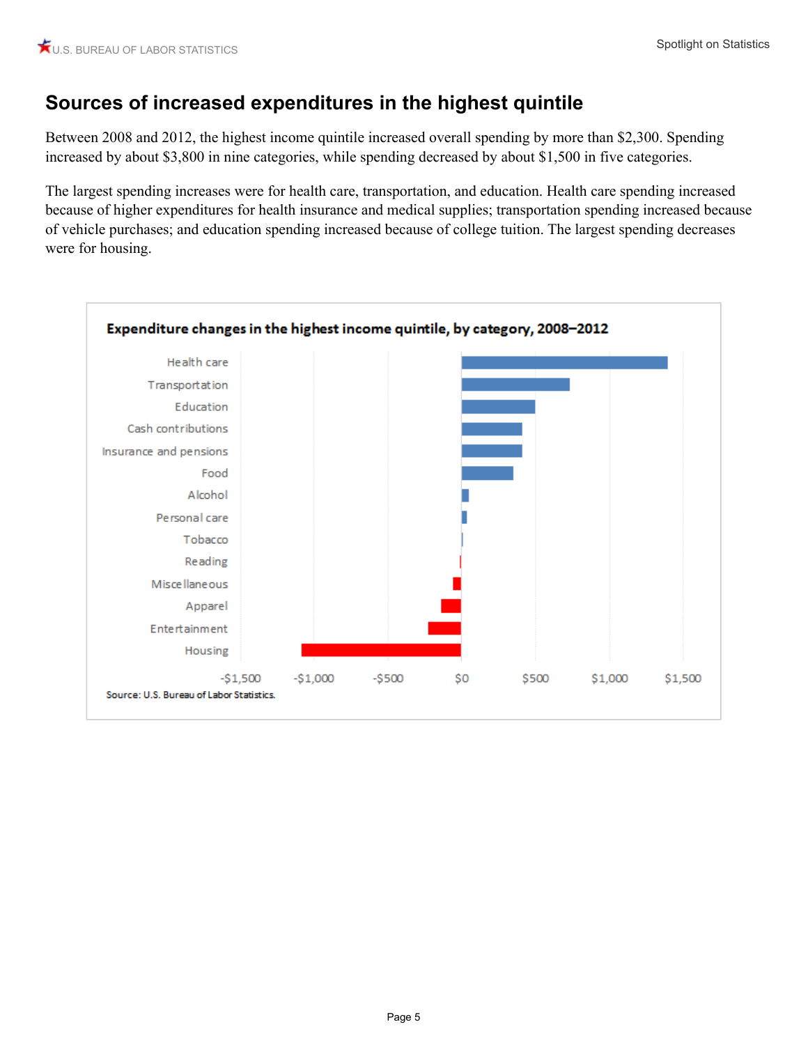## Sources of increased expenditures in the highest quintile

Between 2008 and 2012, the highest income quintile increased overall spending by more than $2,300. Spending increased by about $3,800 in nine categories, while spending decreased by about $1,500 in five categories.

The largest spending increases were for health care, transportation, and education. Health care spending increased because of higher expenditures for health insurance and medical supplies; transportation spending increased because of vehicle purchases; and education spending increased because of college tuition. The largest spending decreases were for housing.

**Expenditure changes in the highest income quintile, by category, 2008–2012**

Categories shown (top to bottom): Health care, Transportation, Education, Cash contributions, Insurance and pensions, Food, Alcohol, Personal care, Tobacco, Reading, Miscellaneous, Apparel, Entertainment, Housing

Axis: -$1,500, -$1,000, -$500, $0, $500, $1,000, $1,500

Source: U.S. Bureau of Labor Statistics.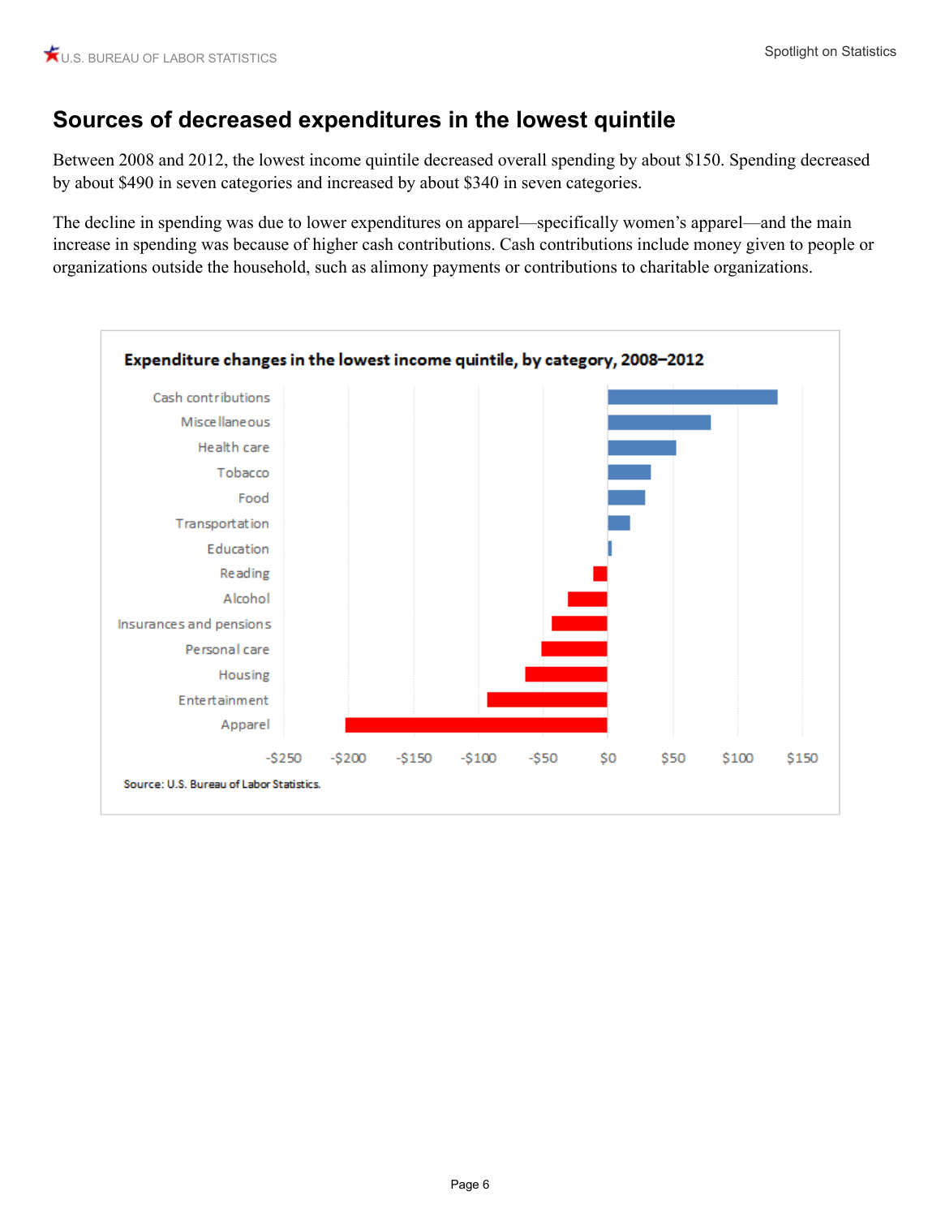## Sources of decreased expenditures in the lowest quintile

Between 2008 and 2012, the lowest income quintile decreased overall spending by about $150. Spending decreased by about $490 in seven categories and increased by about $340 in seven categories.

The decline in spending was due to lower expenditures on apparel—specifically women's apparel—and the main increase in spending was because of higher cash contributions. Cash contributions include money given to people or organizations outside the household, such as alimony payments or contributions to charitable organizations.

**Expenditure changes in the lowest income quintile, by category, 2008–2012**

Categories (top to bottom): Cash contributions, Miscellaneous, Health care, Tobacco, Food, Transportation, Education, Reading, Alcohol, Insurances and pensions, Personal care, Housing, Entertainment, Apparel

Axis: -$250, -$200, -$150, -$100, -$50, $0, $50, $100, $150

Source: U.S. Bureau of Labor Statistics.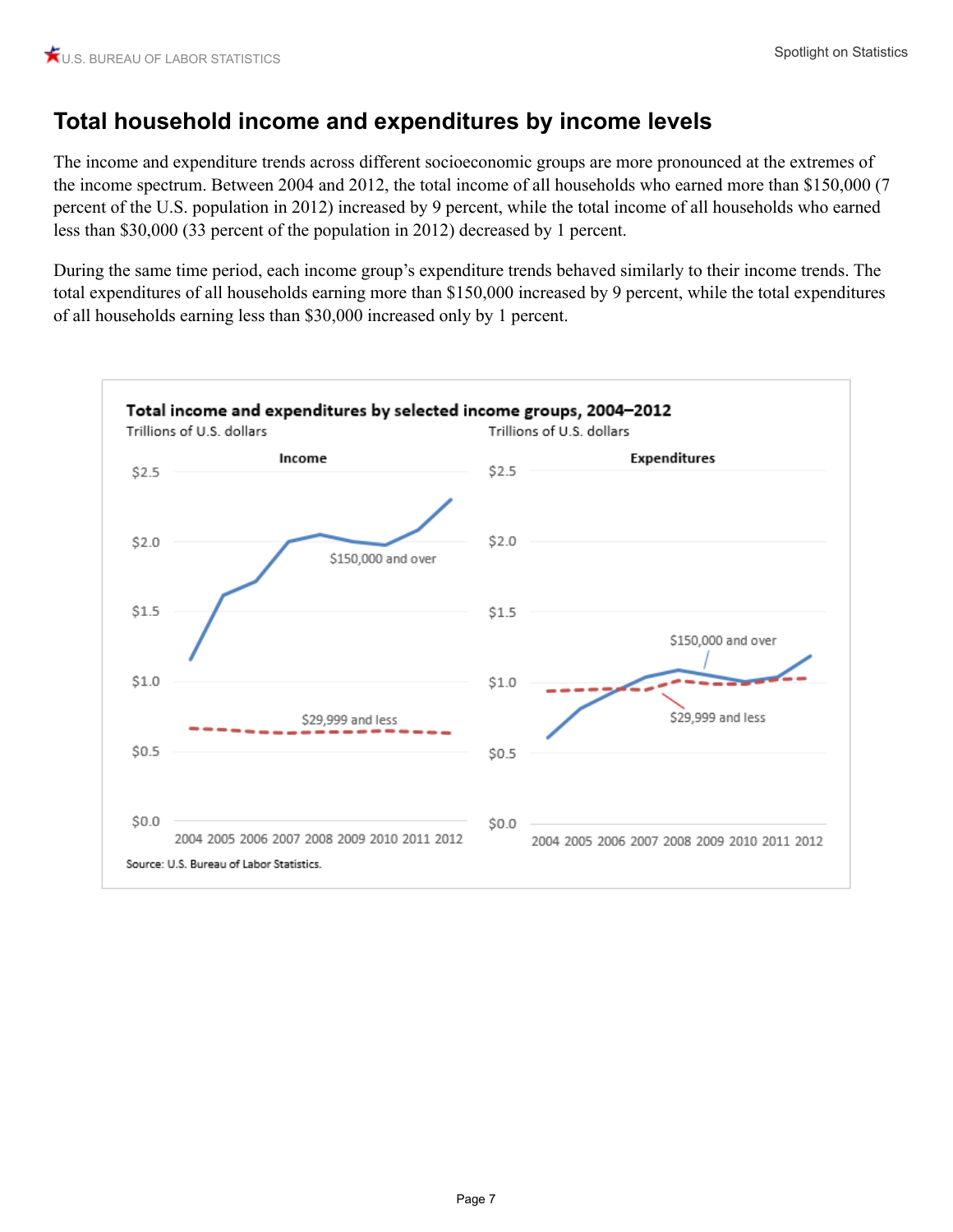## Total household income and expenditures by income levels

The income and expenditure trends across different socioeconomic groups are more pronounced at the extremes of the income spectrum. Between 2004 and 2012, the total income of all households who earned more than $150,000 (7 percent of the U.S. population in 2012) increased by 9 percent, while the total income of all households who earned less than $30,000 (33 percent of the population in 2012) decreased by 1 percent.

During the same time period, each income group's expenditure trends behaved similarly to their income trends. The total expenditures of all households earning more than $150,000 increased by 9 percent, while the total expenditures of all households earning less than $30,000 increased only by 1 percent.

**Total income and expenditures by selected income groups, 2004–2012**

Trillions of U.S. dollars

Income | Expenditures

$150,000 and over | $29,999 and less

Source: U.S. Bureau of Labor Statistics.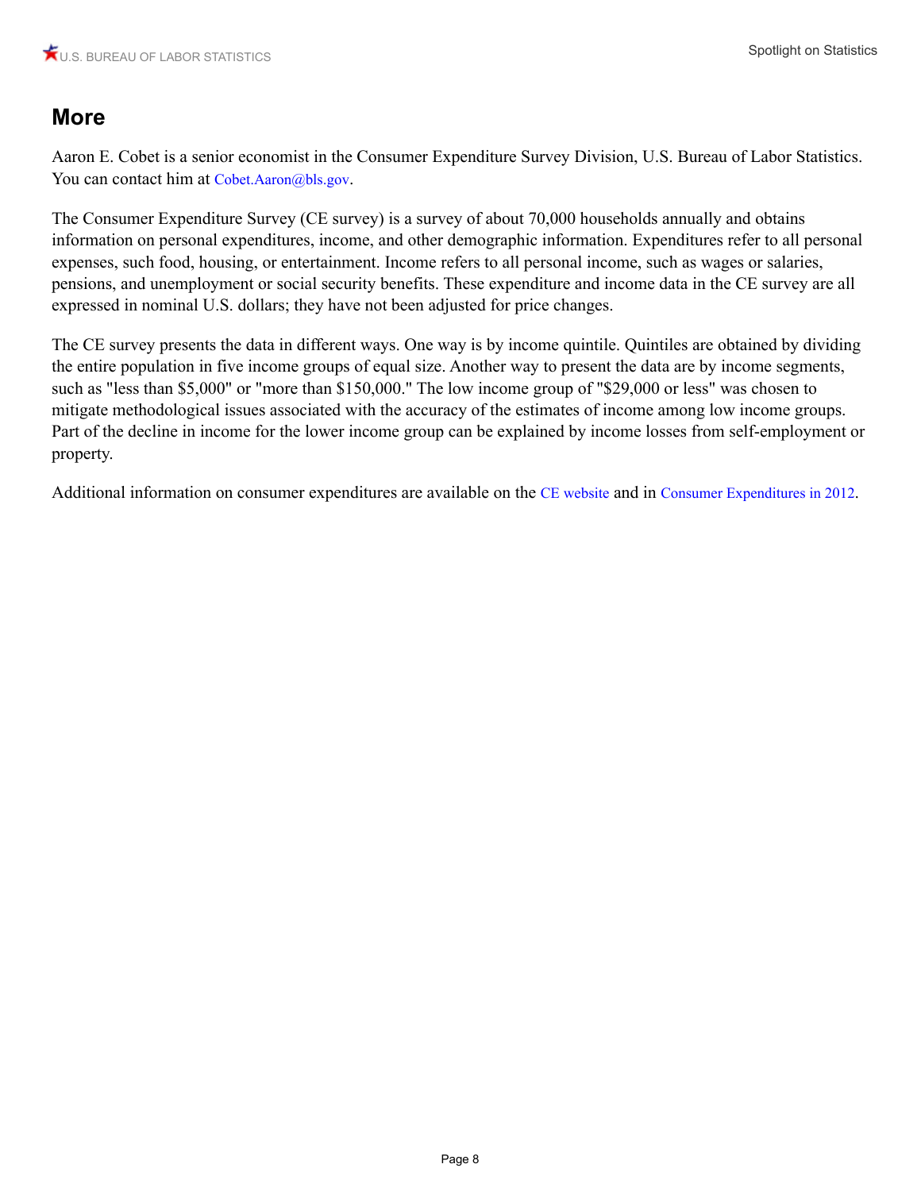## More

Aaron E. Cobet is a senior economist in the Consumer Expenditure Survey Division, U.S. Bureau of Labor Statistics. You can contact him at Cobet.Aaron@bls.gov.

The Consumer Expenditure Survey (CE survey) is a survey of about 70,000 households annually and obtains information on personal expenditures, income, and other demographic information. Expenditures refer to all personal expenses, such food, housing, or entertainment. Income refers to all personal income, such as wages or salaries, pensions, and unemployment or social security benefits. These expenditure and income data in the CE survey are all expressed in nominal U.S. dollars; they have not been adjusted for price changes.

The CE survey presents the data in different ways. One way is by income quintile. Quintiles are obtained by dividing the entire population in five income groups of equal size. Another way to present the data are by income segments, such as "less than $5,000" or "more than $150,000." The low income group of "$29,000 or less" was chosen to mitigate methodological issues associated with the accuracy of the estimates of income among low income groups. Part of the decline in income for the lower income group can be explained by income losses from self-employment or property.

Additional information on consumer expenditures are available on the CE website and in Consumer Expenditures in 2012.